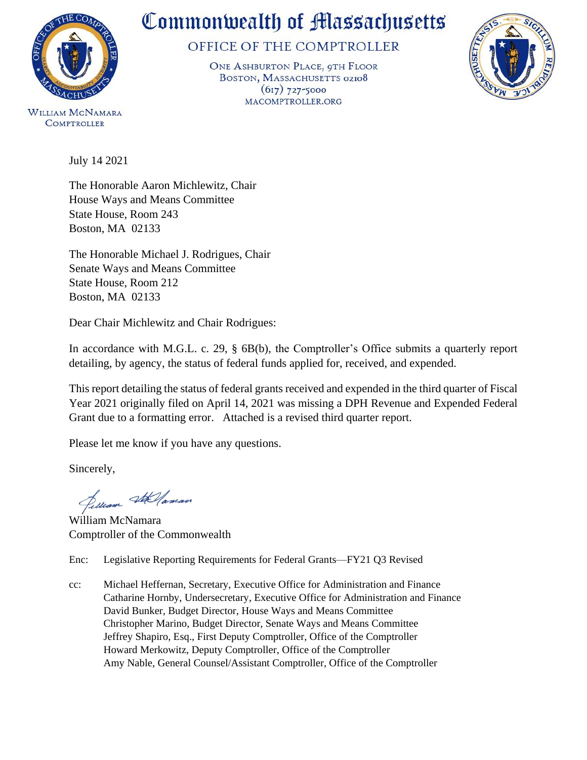# Commonwealth of Massachusetts

## OFFICE OF THE COMPTROLLER

ONE ASHBURTON PLACE, 9TH FLOOR
BOSTON, MASSACHUSETTS 02108
(617) 727-5000
MACOMPTROLLER.ORG

WILLIAM MCNAMARA
COMPTROLLER

July 14 2021

The Honorable Aaron Michlewitz, Chair
House Ways and Means Committee
State House, Room 243
Boston, MA 02133

The Honorable Michael J. Rodrigues, Chair
Senate Ways and Means Committee
State House, Room 212
Boston, MA 02133

Dear Chair Michlewitz and Chair Rodrigues:

In accordance with M.G.L. c. 29, § 6B(b), the Comptroller's Office submits a quarterly report detailing, by agency, the status of federal funds applied for, received, and expended.

This report detailing the status of federal grants received and expended in the third quarter of Fiscal Year 2021 originally filed on April 14, 2021 was missing a DPH Revenue and Expended Federal Grant due to a formatting error. Attached is a revised third quarter report.

Please let me know if you have any questions.

Sincerely,

William McNamara
Comptroller of the Commonwealth

Enc: Legislative Reporting Requirements for Federal Grants—FY21 Q3 Revised

cc: Michael Heffernan, Secretary, Executive Office for Administration and Finance
Catharine Hornby, Undersecretary, Executive Office for Administration and Finance
David Bunker, Budget Director, House Ways and Means Committee
Christopher Marino, Budget Director, Senate Ways and Means Committee
Jeffrey Shapiro, Esq., First Deputy Comptroller, Office of the Comptroller
Howard Merkowitz, Deputy Comptroller, Office of the Comptroller
Amy Nable, General Counsel/Assistant Comptroller, Office of the Comptroller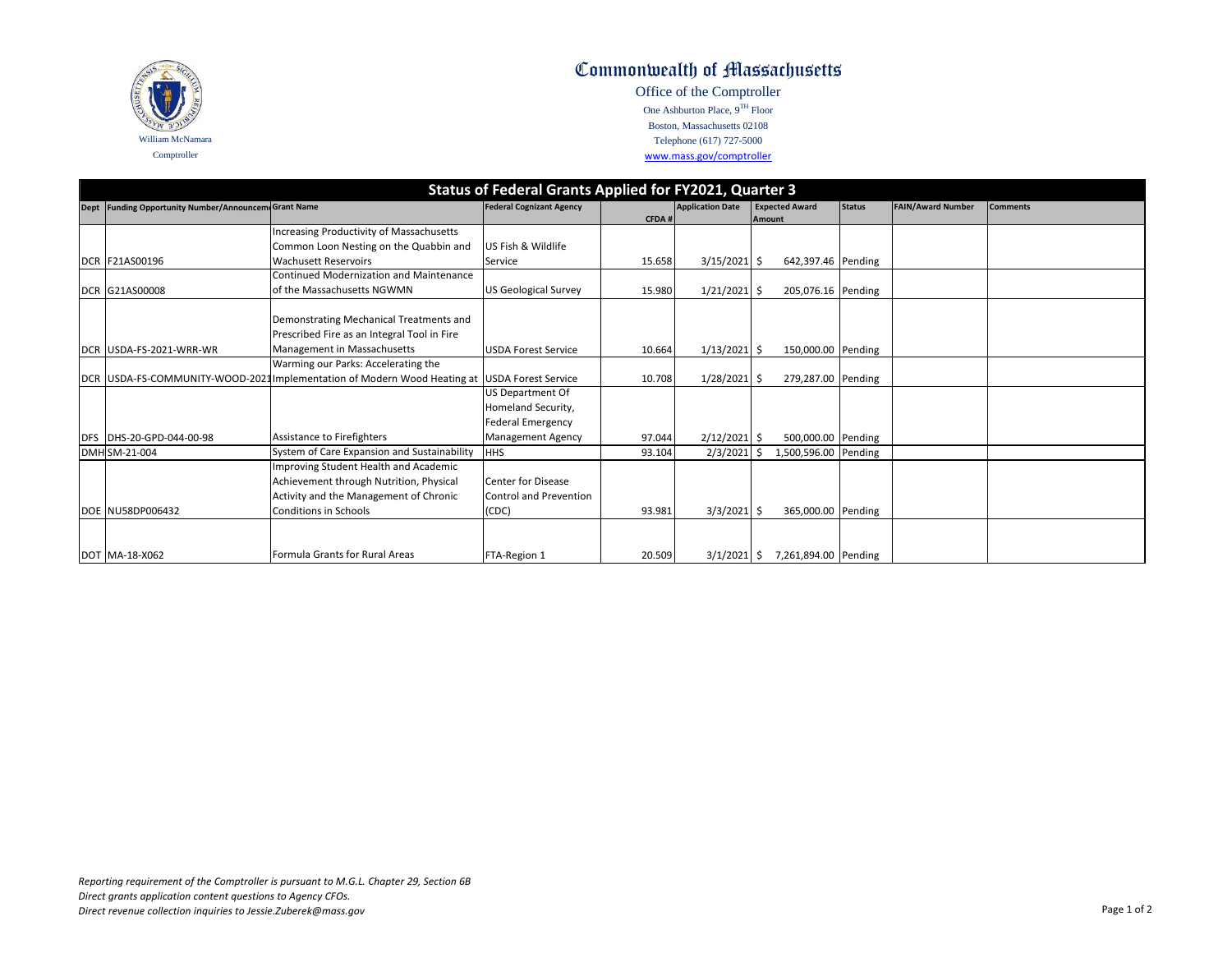# Commonwealth of Massachusetts

Office of the Comptroller
One Ashburton Place, 9TH Floor
Boston, Massachusetts 02108
Telephone (617) 727-5000
www.mass.gov/comptroller

William McNamara
Comptroller

## Status of Federal Grants Applied for FY2021, Quarter 3

| Dept | Funding Opportunity Number/Announcement | Grant Name | Federal Cognizant Agency | CFDA # | Application Date | Expected Award Amount | Status | FAIN/Award Number | Comments |
|---|---|---|---|---|---|---|---|---|---|
| DCR | F21AS00196 | Increasing Productivity of Massachusetts Common Loon Nesting on the Quabbin and Wachusett Reservoirs | US Fish & Wildlife Service | 15.658 | 3/15/2021 | $ 642,397.46 | Pending | | |
| DCR | G21AS00008 | Continued Modernization and Maintenance of the Massachusetts NGWMN | US Geological Survey | 15.980 | 1/21/2021 | $ 205,076.16 | Pending | | |
| DCR | USDA-FS-2021-WRR-WR | Demonstrating Mechanical Treatments and Prescribed Fire as an Integral Tool in Fire Management in Massachusetts | USDA Forest Service | 10.664 | 1/13/2021 | $ 150,000.00 | Pending | | |
| DCR | USDA-FS-COMMUNITY-WOOD-2021 | Warming our Parks: Accelerating the Implementation of Modern Wood Heating at | USDA Forest Service | 10.708 | 1/28/2021 | $ 279,287.00 | Pending | | |
| DFS | DHS-20-GPD-044-00-98 | Assistance to Firefighters | US Department Of Homeland Security, Federal Emergency Management Agency | 97.044 | 2/12/2021 | $ 500,000.00 | Pending | | |
| DMH | SM-21-004 | System of Care Expansion and Sustainability | HHS | 93.104 | 2/3/2021 | $ 1,500,596.00 | Pending | | |
| DOE | NU58DP006432 | Improving Student Health and Academic Achievement through Nutrition, Physical Activity and the Management of Chronic Conditions in Schools | Center for Disease Control and Prevention (CDC) | 93.981 | 3/3/2021 | $ 365,000.00 | Pending | | |
| DOT | MA-18-X062 | Formula Grants for Rural Areas | FTA-Region 1 | 20.509 | 3/1/2021 | $ 7,261,894.00 | Pending | | |

*Reporting requirement of the Comptroller is pursuant to M.G.L. Chapter 29, Section 6B*
*Direct grants application content questions to Agency CFOs.*
*Direct revenue collection inquiries to Jessie.Zuberek@mass.gov*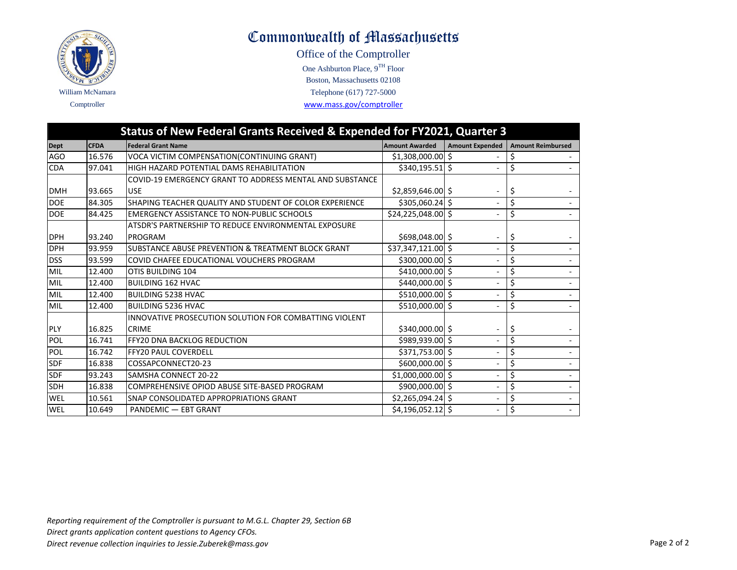# Commonwealth of Massachusetts

## Office of the Comptroller

One Ashburton Place, 9TH Floor
Boston, Massachusetts 02108
Telephone (617) 727-5000
www.mass.gov/comptroller

William McNamara
Comptroller

## Status of New Federal Grants Received & Expended for FY2021, Quarter 3

| Dept | CFDA | Federal Grant Name | Amount Awarded | Amount Expended | Amount Reimbursed |
|---|---|---|---|---|---|
| AGO | 16.576 | VOCA VICTIM COMPENSATION(CONTINUING GRANT) | $1,308,000.00 | $ - | $ - |
| CDA | 97.041 | HIGH HAZARD POTENTIAL DAMS REHABILITATION | $340,195.51 | $ - | $ - |
| DMH | 93.665 | COVID-19 EMERGENCY GRANT TO ADDRESS MENTAL AND SUBSTANCE USE | $2,859,646.00 | $ - | $ - |
| DOE | 84.305 | SHAPING TEACHER QUALITY AND STUDENT OF COLOR EXPERIENCE | $305,060.24 | $ - | $ - |
| DOE | 84.425 | EMERGENCY ASSISTANCE TO NON-PUBLIC SCHOOLS | $24,225,048.00 | $ - | $ - |
| DPH | 93.240 | ATSDR'S PARTNERSHIP TO REDUCE ENVIRONMENTAL EXPOSURE PROGRAM | $698,048.00 | $ - | $ - |
| DPH | 93.959 | SUBSTANCE ABUSE PREVENTION & TREATMENT BLOCK GRANT | $37,347,121.00 | $ - | $ - |
| DSS | 93.599 | COVID CHAFEE EDUCATIONAL VOUCHERS PROGRAM | $300,000.00 | $ - | $ - |
| MIL | 12.400 | OTIS BUILDING 104 | $410,000.00 | $ - | $ - |
| MIL | 12.400 | BUILDING 162 HVAC | $440,000.00 | $ - | $ - |
| MIL | 12.400 | BUILDING 5238 HVAC | $510,000.00 | $ - | $ - |
| MIL | 12.400 | BUILDING 5236 HVAC | $510,000.00 | $ - | $ - |
| PLY | 16.825 | INNOVATIVE PROSECUTION SOLUTION FOR COMBATTING VIOLENT CRIME | $340,000.00 | $ - | $ - |
| POL | 16.741 | FFY20 DNA BACKLOG REDUCTION | $989,939.00 | $ - | $ - |
| POL | 16.742 | FFY20 PAUL COVERDELL | $371,753.00 | $ - | $ - |
| SDF | 16.838 | COSSAPCONNECT20-23 | $600,000.00 | $ - | $ - |
| SDF | 93.243 | SAMSHA CONNECT 20-22 | $1,000,000.00 | $ - | $ - |
| SDH | 16.838 | COMPREHENSIVE OPIOD ABUSE SITE-BASED PROGRAM | $900,000.00 | $ - | $ - |
| WEL | 10.561 | SNAP CONSOLIDATED APPROPRIATIONS GRANT | $2,265,094.24 | $ - | $ - |
| WEL | 10.649 | PANDEMIC — EBT GRANT | $4,196,052.12 | $ - | $ - |

*Reporting requirement of the Comptroller is pursuant to M.G.L. Chapter 29, Section 6B*
*Direct grants application content questions to Agency CFOs.*
*Direct revenue collection inquiries to Jessie.Zuberek@mass.gov*